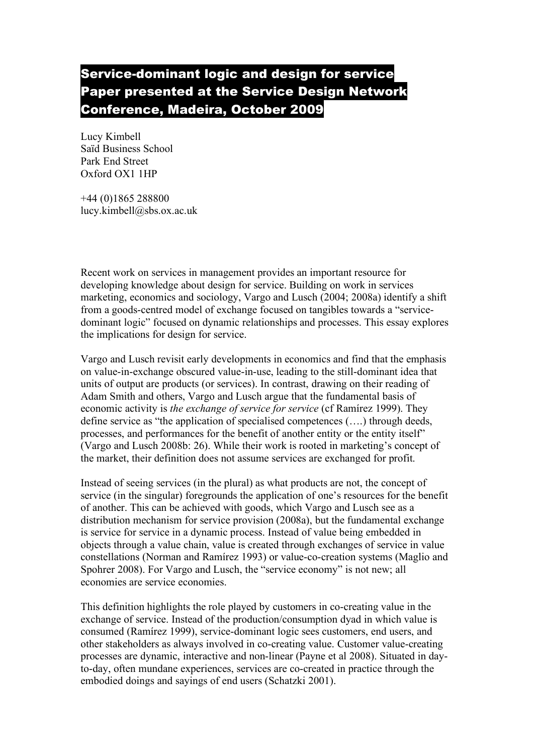# Service-dominant logic and design for service
# Paper presented at the Service Design Network Conference, Madeira, October 2009

Lucy Kimbell
Saïd Business School
Park End Street
Oxford OX1 1HP

+44 (0)1865 288800
lucy.kimbell@sbs.ox.ac.uk

Recent work on services in management provides an important resource for developing knowledge about design for service. Building on work in services marketing, economics and sociology, Vargo and Lusch (2004; 2008a) identify a shift from a goods-centred model of exchange focused on tangibles towards a "service-dominant logic" focused on dynamic relationships and processes. This essay explores the implications for design for service.

Vargo and Lusch revisit early developments in economics and find that the emphasis on value-in-exchange obscured value-in-use, leading to the still-dominant idea that units of output are products (or services). In contrast, drawing on their reading of Adam Smith and others, Vargo and Lusch argue that the fundamental basis of economic activity is *the exchange of service for service* (cf Ramírez 1999). They define service as "the application of specialised competences (….) through deeds, processes, and performances for the benefit of another entity or the entity itself" (Vargo and Lusch 2008b: 26). While their work is rooted in marketing's concept of the market, their definition does not assume services are exchanged for profit.

Instead of seeing services (in the plural) as what products are not, the concept of service (in the singular) foregrounds the application of one's resources for the benefit of another. This can be achieved with goods, which Vargo and Lusch see as a distribution mechanism for service provision (2008a), but the fundamental exchange is service for service in a dynamic process. Instead of value being embedded in objects through a value chain, value is created through exchanges of service in value constellations (Norman and Ramírez 1993) or value-co-creation systems (Maglio and Spohrer 2008). For Vargo and Lusch, the "service economy" is not new; all economies are service economies.

This definition highlights the role played by customers in co-creating value in the exchange of service. Instead of the production/consumption dyad in which value is consumed (Ramírez 1999), service-dominant logic sees customers, end users, and other stakeholders as always involved in co-creating value. Customer value-creating processes are dynamic, interactive and non-linear (Payne et al 2008). Situated in day-to-day, often mundane experiences, services are co-created in practice through the embodied doings and sayings of end users (Schatzki 2001).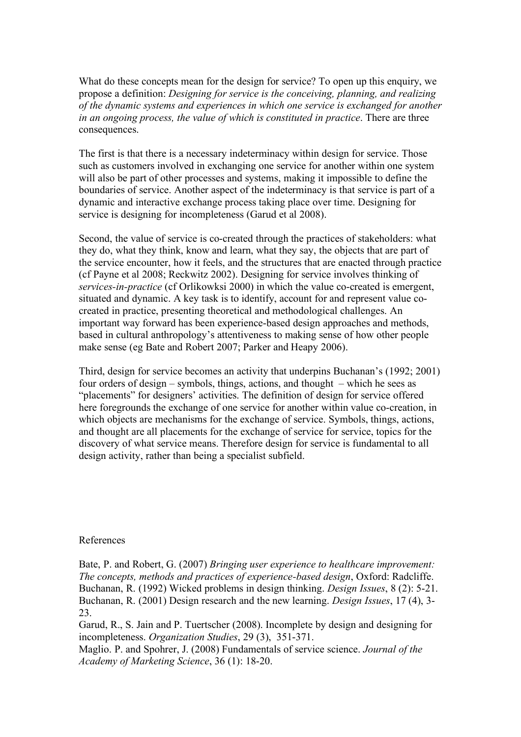What do these concepts mean for the design for service? To open up this enquiry, we propose a definition: *Designing for service is the conceiving, planning, and realizing of the dynamic systems and experiences in which one service is exchanged for another in an ongoing process, the value of which is constituted in practice*. There are three consequences.

The first is that there is a necessary indeterminacy within design for service. Those such as customers involved in exchanging one service for another within one system will also be part of other processes and systems, making it impossible to define the boundaries of service. Another aspect of the indeterminacy is that service is part of a dynamic and interactive exchange process taking place over time. Designing for service is designing for incompleteness (Garud et al 2008).

Second, the value of service is co-created through the practices of stakeholders: what they do, what they think, know and learn, what they say, the objects that are part of the service encounter, how it feels, and the structures that are enacted through practice (cf Payne et al 2008; Reckwitz 2002). Designing for service involves thinking of *services-in-practice* (cf Orlikowksi 2000) in which the value co-created is emergent, situated and dynamic. A key task is to identify, account for and represent value co-created in practice, presenting theoretical and methodological challenges. An important way forward has been experience-based design approaches and methods, based in cultural anthropology's attentiveness to making sense of how other people make sense (eg Bate and Robert 2007; Parker and Heapy 2006).

Third, design for service becomes an activity that underpins Buchanan's (1992; 2001) four orders of design – symbols, things, actions, and thought – which he sees as "placements" for designers' activities. The definition of design for service offered here foregrounds the exchange of one service for another within value co-creation, in which objects are mechanisms for the exchange of service. Symbols, things, actions, and thought are all placements for the exchange of service for service, topics for the discovery of what service means. Therefore design for service is fundamental to all design activity, rather than being a specialist subfield.

References

Bate, P. and Robert, G. (2007) *Bringing user experience to healthcare improvement: The concepts, methods and practices of experience-based design*, Oxford: Radcliffe.

Buchanan, R. (1992) Wicked problems in design thinking. *Design Issues*, 8 (2): 5-21.

Buchanan, R. (2001) Design research and the new learning. *Design Issues*, 17 (4), 3-23.

Garud, R., S. Jain and P. Tuertscher (2008). Incomplete by design and designing for incompleteness. *Organization Studies*, 29 (3), 351-371.

Maglio. P. and Spohrer, J. (2008) Fundamentals of service science. *Journal of the Academy of Marketing Science*, 36 (1): 18-20.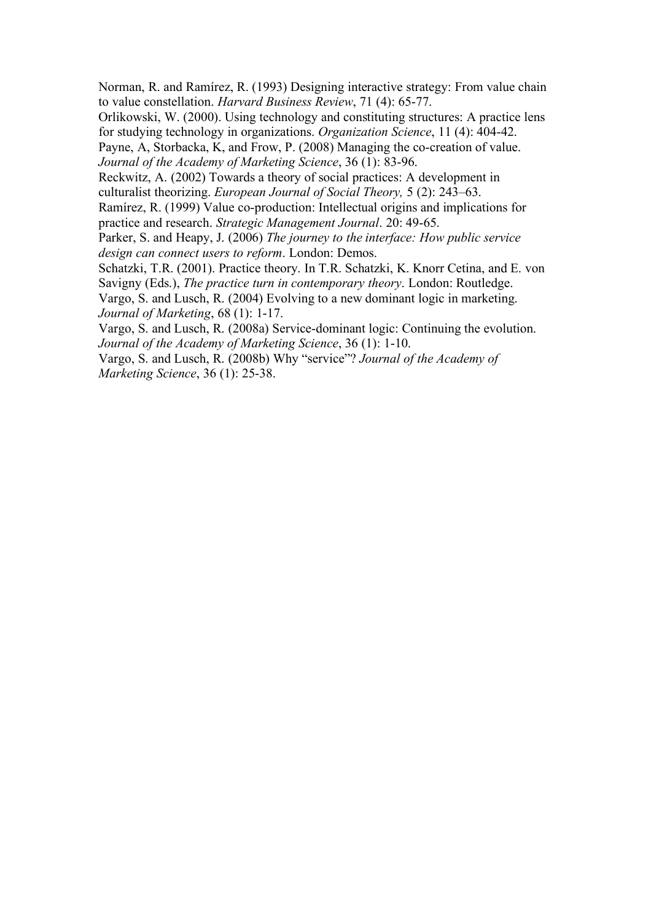Norman, R. and Ramírez, R. (1993) Designing interactive strategy: From value chain to value constellation. *Harvard Business Review*, 71 (4): 65-77.

Orlikowski, W. (2000). Using technology and constituting structures: A practice lens for studying technology in organizations. *Organization Science*, 11 (4): 404-42.

Payne, A, Storbacka, K, and Frow, P. (2008) Managing the co-creation of value. *Journal of the Academy of Marketing Science*, 36 (1): 83-96.

Reckwitz, A. (2002) Towards a theory of social practices: A development in culturalist theorizing. *European Journal of Social Theory,* 5 (2): 243–63.

Ramírez, R. (1999) Value co-production: Intellectual origins and implications for practice and research. *Strategic Management Journal*. 20: 49-65.

Parker, S. and Heapy, J. (2006) *The journey to the interface: How public service design can connect users to reform*. London: Demos.

Schatzki, T.R. (2001). Practice theory. In T.R. Schatzki, K. Knorr Cetina, and E. von Savigny (Eds.), *The practice turn in contemporary theory*. London: Routledge.

Vargo, S. and Lusch, R. (2004) Evolving to a new dominant logic in marketing. *Journal of Marketing*, 68 (1): 1-17.

Vargo, S. and Lusch, R. (2008a) Service-dominant logic: Continuing the evolution. *Journal of the Academy of Marketing Science*, 36 (1): 1-10.

Vargo, S. and Lusch, R. (2008b) Why "service"? *Journal of the Academy of Marketing Science*, 36 (1): 25-38.